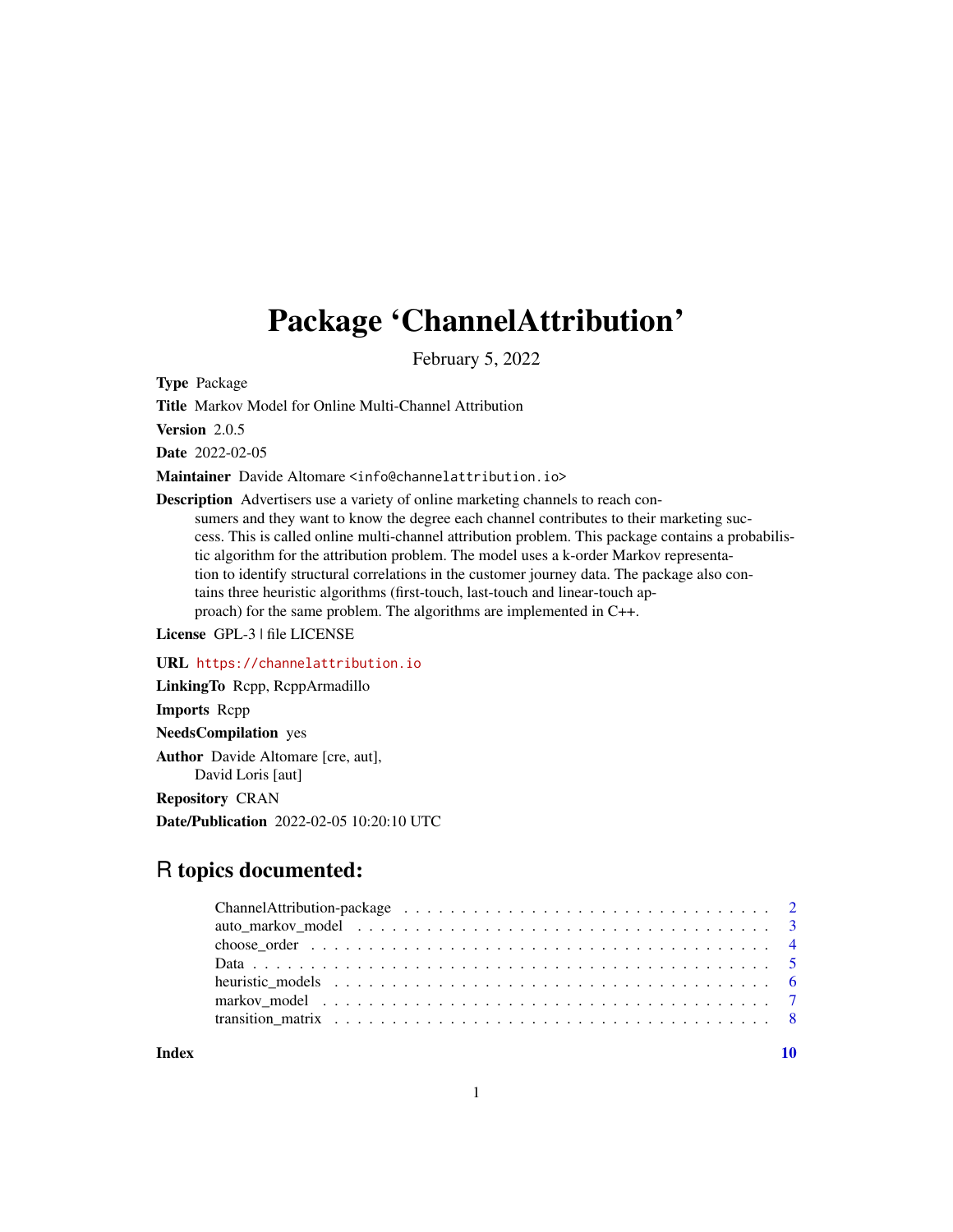# Package 'ChannelAttribution'

February 5, 2022

**Type** Package

**Title** Markov Model for Online Multi-Channel Attribution

**Version** 2.0.5

**Date** 2022-02-05

**Maintainer** Davide Altomare <info@channelattribution.io>

**Description** Advertisers use a variety of online marketing channels to reach consumers and they want to know the degree each channel contributes to their marketing success. This is called online multi-channel attribution problem. This package contains a probabilistic algorithm for the attribution problem. The model uses a k-order Markov representation to identify structural correlations in the customer journey data. The package also contains three heuristic algorithms (first-touch, last-touch and linear-touch approach) for the same problem. The algorithms are implemented in C++.

**License** GPL-3 | file LICENSE

**URL** https://channelattribution.io

**LinkingTo** Rcpp, RcppArmadillo

**Imports** Rcpp

**NeedsCompilation** yes

**Author** Davide Altomare [cre, aut],
David Loris [aut]

**Repository** CRAN

**Date/Publication** 2022-02-05 10:20:10 UTC

## R topics documented:

| | |
|---|---|
| ChannelAttribution-package | 2 |
| auto_markov_model | 3 |
| choose_order | 4 |
| Data | 5 |
| heuristic_models | 6 |
| markov_model | 7 |
| transition_matrix | 8 |
| **Index** | **10** |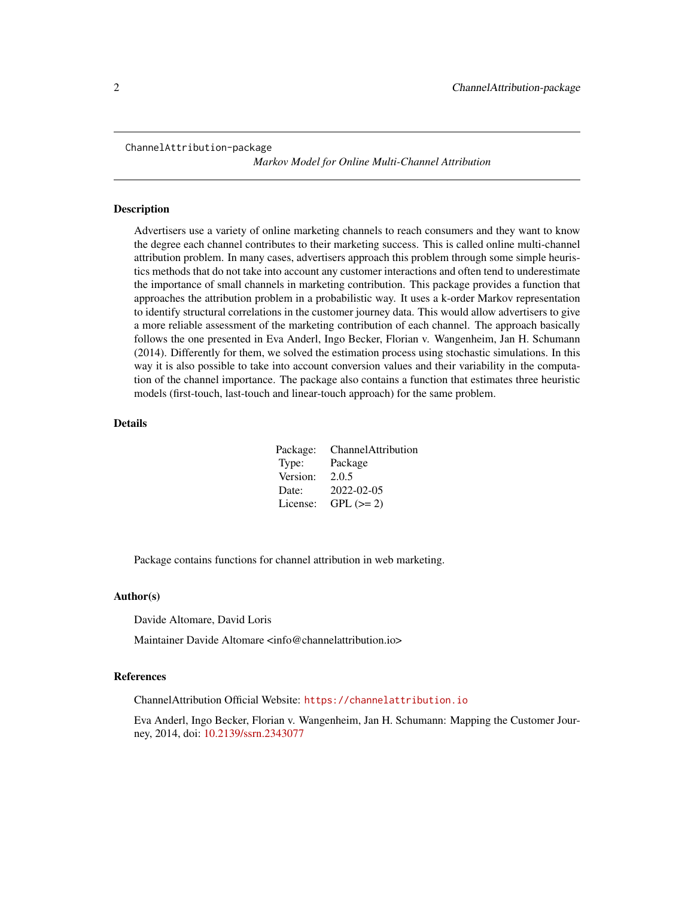ChannelAttribution-package

*Markov Model for Online Multi-Channel Attribution*

## Description

Advertisers use a variety of online marketing channels to reach consumers and they want to know the degree each channel contributes to their marketing success. This is called online multi-channel attribution problem. In many cases, advertisers approach this problem through some simple heuristics methods that do not take into account any customer interactions and often tend to underestimate the importance of small channels in marketing contribution. This package provides a function that approaches the attribution problem in a probabilistic way. It uses a k-order Markov representation to identify structural correlations in the customer journey data. This would allow advertisers to give a more reliable assessment of the marketing contribution of each channel. The approach basically follows the one presented in Eva Anderl, Ingo Becker, Florian v. Wangenheim, Jan H. Schumann (2014). Differently for them, we solved the estimation process using stochastic simulations. In this way it is also possible to take into account conversion values and their variability in the computation of the channel importance. The package also contains a function that estimates three heuristic models (first-touch, last-touch and linear-touch approach) for the same problem.

## Details

| | |
|---|---|
| Package: | ChannelAttribution |
| Type: | Package |
| Version: | 2.0.5 |
| Date: | 2022-02-05 |
| License: | GPL (>= 2) |

Package contains functions for channel attribution in web marketing.

## Author(s)

Davide Altomare, David Loris

Maintainer Davide Altomare <info@channelattribution.io>

## References

ChannelAttribution Official Website: https://channelattribution.io

Eva Anderl, Ingo Becker, Florian v. Wangenheim, Jan H. Schumann: Mapping the Customer Journey, 2014, doi: 10.2139/ssrn.2343077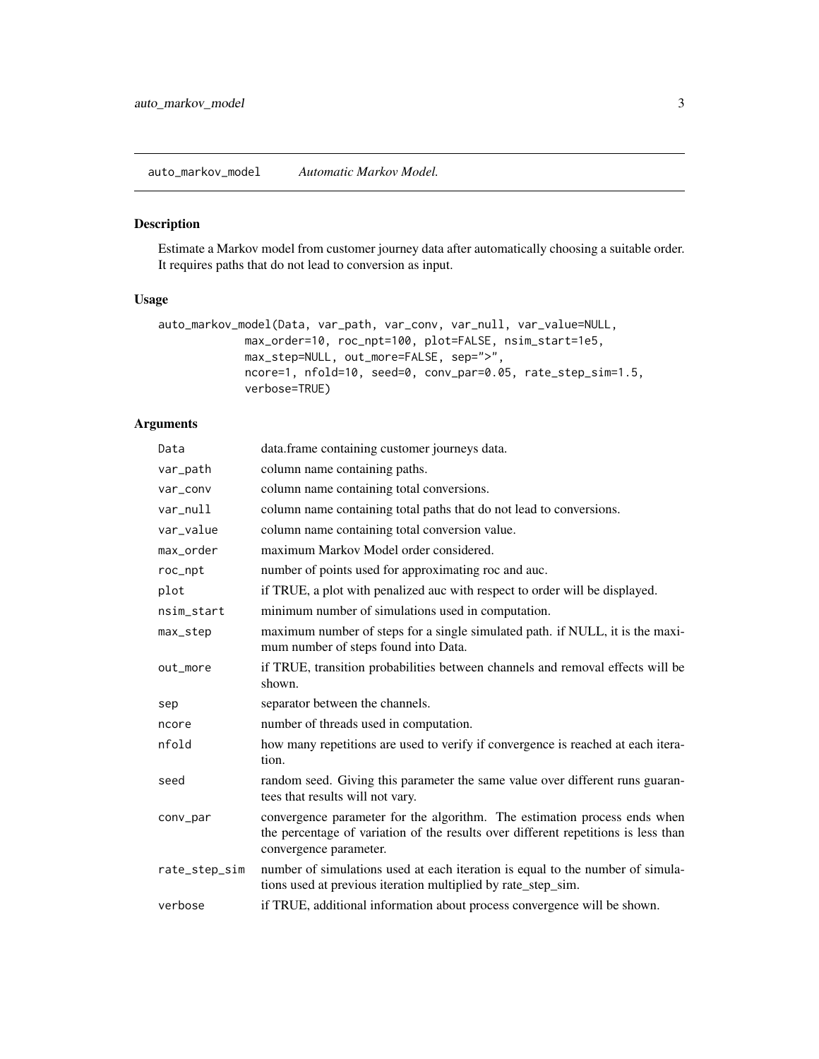## auto_markov_model *Automatic Markov Model.*

### Description

Estimate a Markov model from customer journey data after automatically choosing a suitable order. It requires paths that do not lead to conversion as input.

### Usage

```
auto_markov_model(Data, var_path, var_conv, var_null, var_value=NULL,
            max_order=10, roc_npt=100, plot=FALSE, nsim_start=1e5,
            max_step=NULL, out_more=FALSE, sep=">",
            ncore=1, nfold=10, seed=0, conv_par=0.05, rate_step_sim=1.5,
            verbose=TRUE)
```

### Arguments

| | |
|---|---|
| `Data` | data.frame containing customer journeys data. |
| `var_path` | column name containing paths. |
| `var_conv` | column name containing total conversions. |
| `var_null` | column name containing total paths that do not lead to conversions. |
| `var_value` | column name containing total conversion value. |
| `max_order` | maximum Markov Model order considered. |
| `roc_npt` | number of points used for approximating roc and auc. |
| `plot` | if TRUE, a plot with penalized auc with respect to order will be displayed. |
| `nsim_start` | minimum number of simulations used in computation. |
| `max_step` | maximum number of steps for a single simulated path. if NULL, it is the maximum number of steps found into Data. |
| `out_more` | if TRUE, transition probabilities between channels and removal effects will be shown. |
| `sep` | separator between the channels. |
| `ncore` | number of threads used in computation. |
| `nfold` | how many repetitions are used to verify if convergence is reached at each iteration. |
| `seed` | random seed. Giving this parameter the same value over different runs guarantees that results will not vary. |
| `conv_par` | convergence parameter for the algorithm. The estimation process ends when the percentage of variation of the results over different repetitions is less than convergence parameter. |
| `rate_step_sim` | number of simulations used at each iteration is equal to the number of simulations used at previous iteration multiplied by rate_step_sim. |
| `verbose` | if TRUE, additional information about process convergence will be shown. |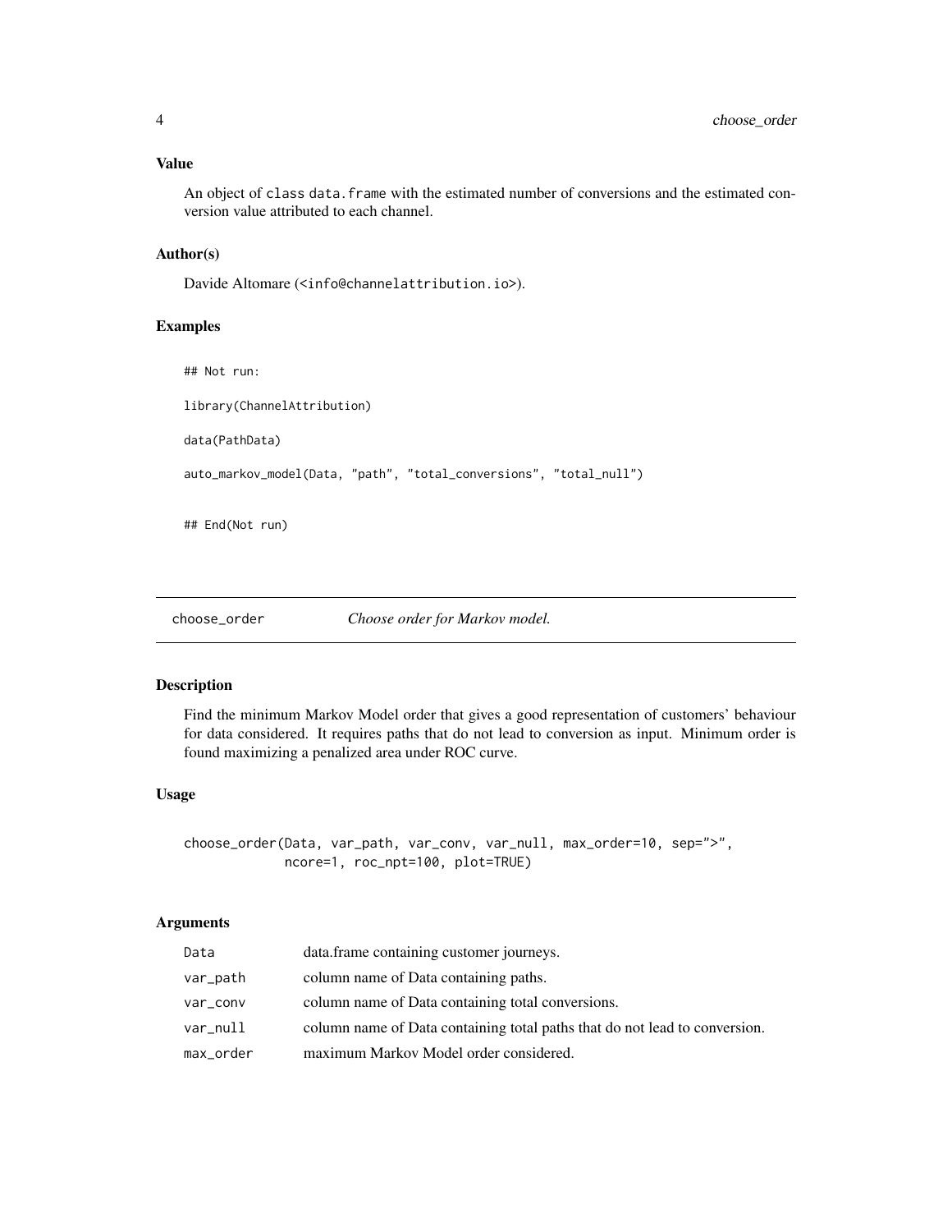### Value

An object of class data.frame with the estimated number of conversions and the estimated conversion value attributed to each channel.

### Author(s)

Davide Altomare (<info@channelattribution.io>).

### Examples

```
## Not run:

library(ChannelAttribution)

data(PathData)

auto_markov_model(Data, "path", "total_conversions", "total_null")


## End(Not run)
```

---

## choose_order *Choose order for Markov model.*

---

### Description

Find the minimum Markov Model order that gives a good representation of customers' behaviour for data considered. It requires paths that do not lead to conversion as input. Minimum order is found maximizing a penalized area under ROC curve.

### Usage

```
choose_order(Data, var_path, var_conv, var_null, max_order=10, sep=">",
             ncore=1, roc_npt=100, plot=TRUE)
```

### Arguments

| | |
|---|---|
| Data | data.frame containing customer journeys. |
| var_path | column name of Data containing paths. |
| var_conv | column name of Data containing total conversions. |
| var_null | column name of Data containing total paths that do not lead to conversion. |
| max_order | maximum Markov Model order considered. |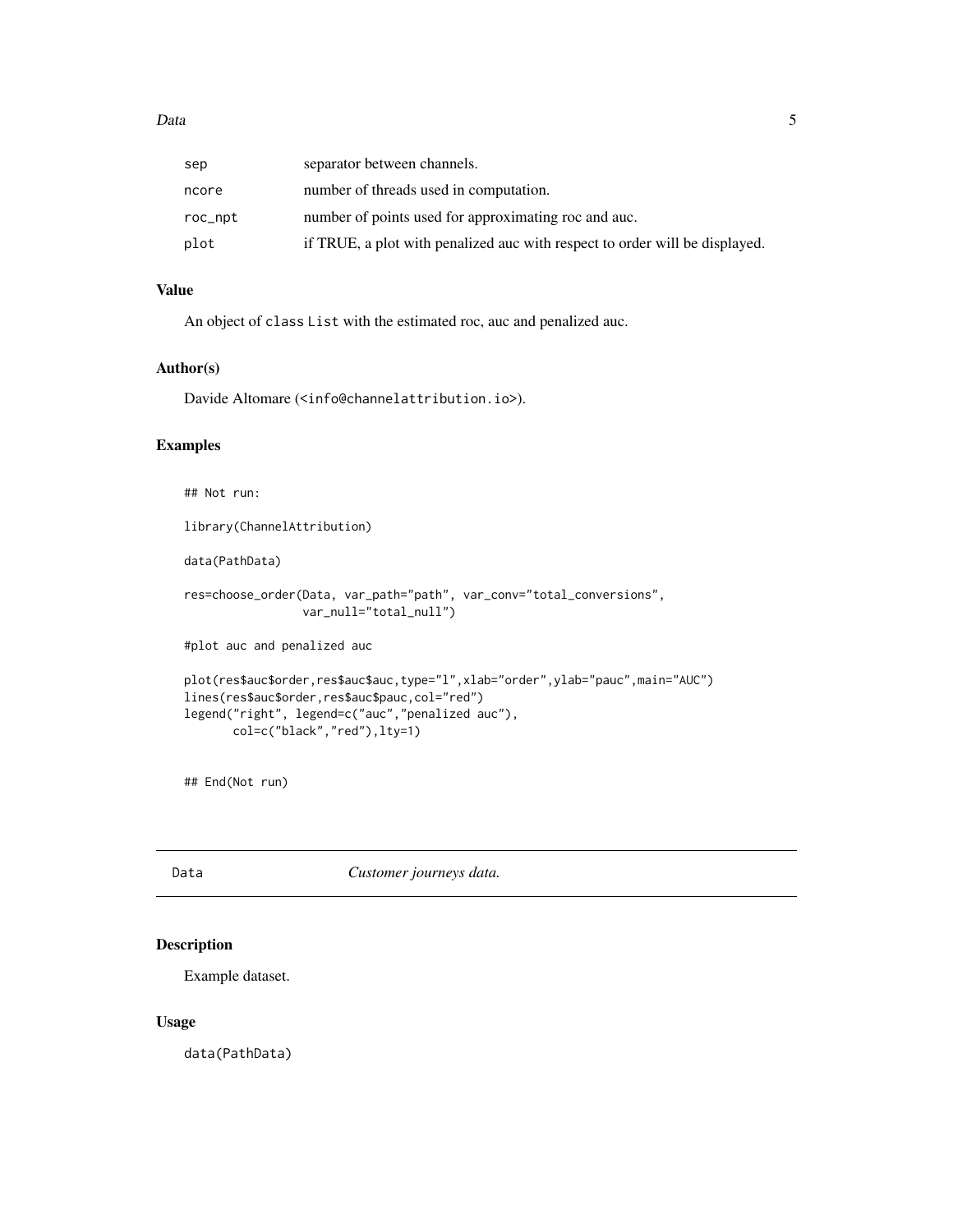| | |
|---|---|
| sep | separator between channels. |
| ncore | number of threads used in computation. |
| roc_npt | number of points used for approximating roc and auc. |
| plot | if TRUE, a plot with penalized auc with respect to order will be displayed. |

### Value

An object of class List with the estimated roc, auc and penalized auc.

### Author(s)

Davide Altomare (<info@channelattribution.io>).

### Examples

```
## Not run:

library(ChannelAttribution)

data(PathData)

res=choose_order(Data, var_path="path", var_conv="total_conversions",
                 var_null="total_null")

#plot auc and penalized auc

plot(res$auc$order,res$auc$auc,type="l",xlab="order",ylab="pauc",main="AUC")
lines(res$auc$order,res$auc$pauc,col="red")
legend("right", legend=c("auc","penalized auc"),
       col=c("black","red"),lty=1)


## End(Not run)
```

---

## Data *Customer journeys data.*

---

### Description

Example dataset.

### Usage

data(PathData)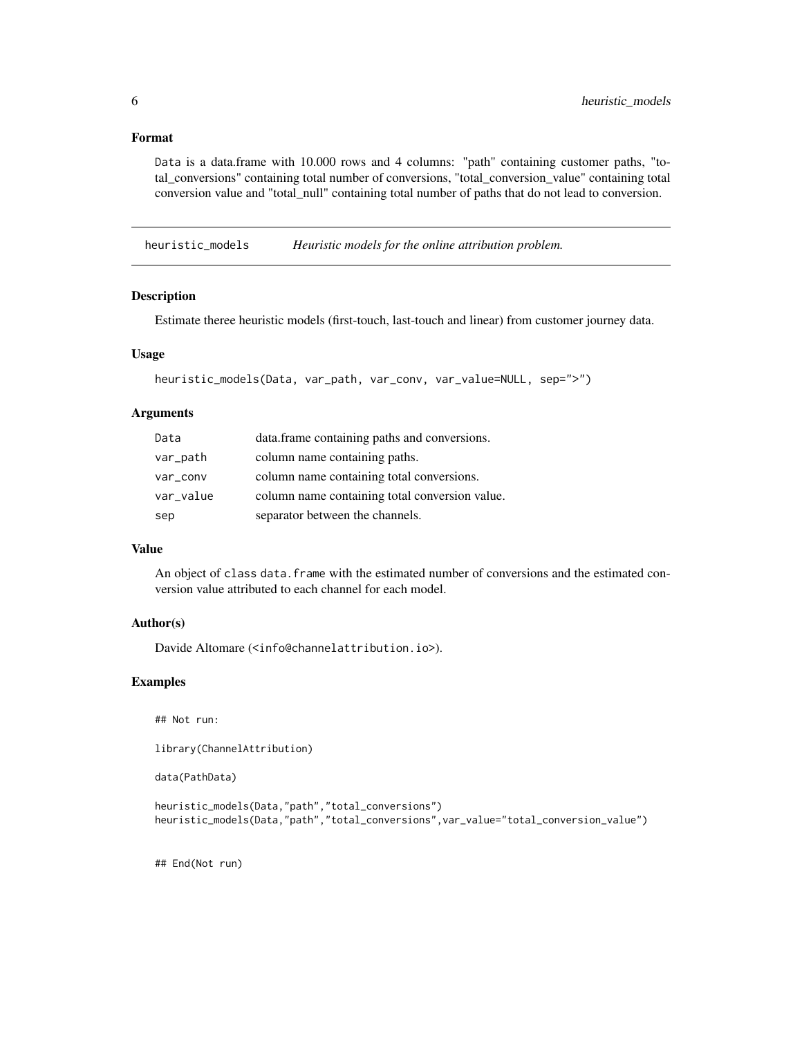### Format

Data is a data.frame with 10.000 rows and 4 columns: "path" containing customer paths, "total_conversions" containing total number of conversions, "total_conversion_value" containing total conversion value and "total_null" containing total number of paths that do not lead to conversion.

---

## heuristic_models *Heuristic models for the online attribution problem.*

---

### Description

Estimate theree heuristic models (first-touch, last-touch and linear) from customer journey data.

### Usage

```
heuristic_models(Data, var_path, var_conv, var_value=NULL, sep=">")
```

### Arguments

| | |
|---|---|
| Data | data.frame containing paths and conversions. |
| var_path | column name containing paths. |
| var_conv | column name containing total conversions. |
| var_value | column name containing total conversion value. |
| sep | separator between the channels. |

### Value

An object of class data.frame with the estimated number of conversions and the estimated conversion value attributed to each channel for each model.

### Author(s)

Davide Altomare (<info@channelattribution.io>).

### Examples

```
## Not run:

library(ChannelAttribution)

data(PathData)

heuristic_models(Data,"path","total_conversions")
heuristic_models(Data,"path","total_conversions",var_value="total_conversion_value")


## End(Not run)
```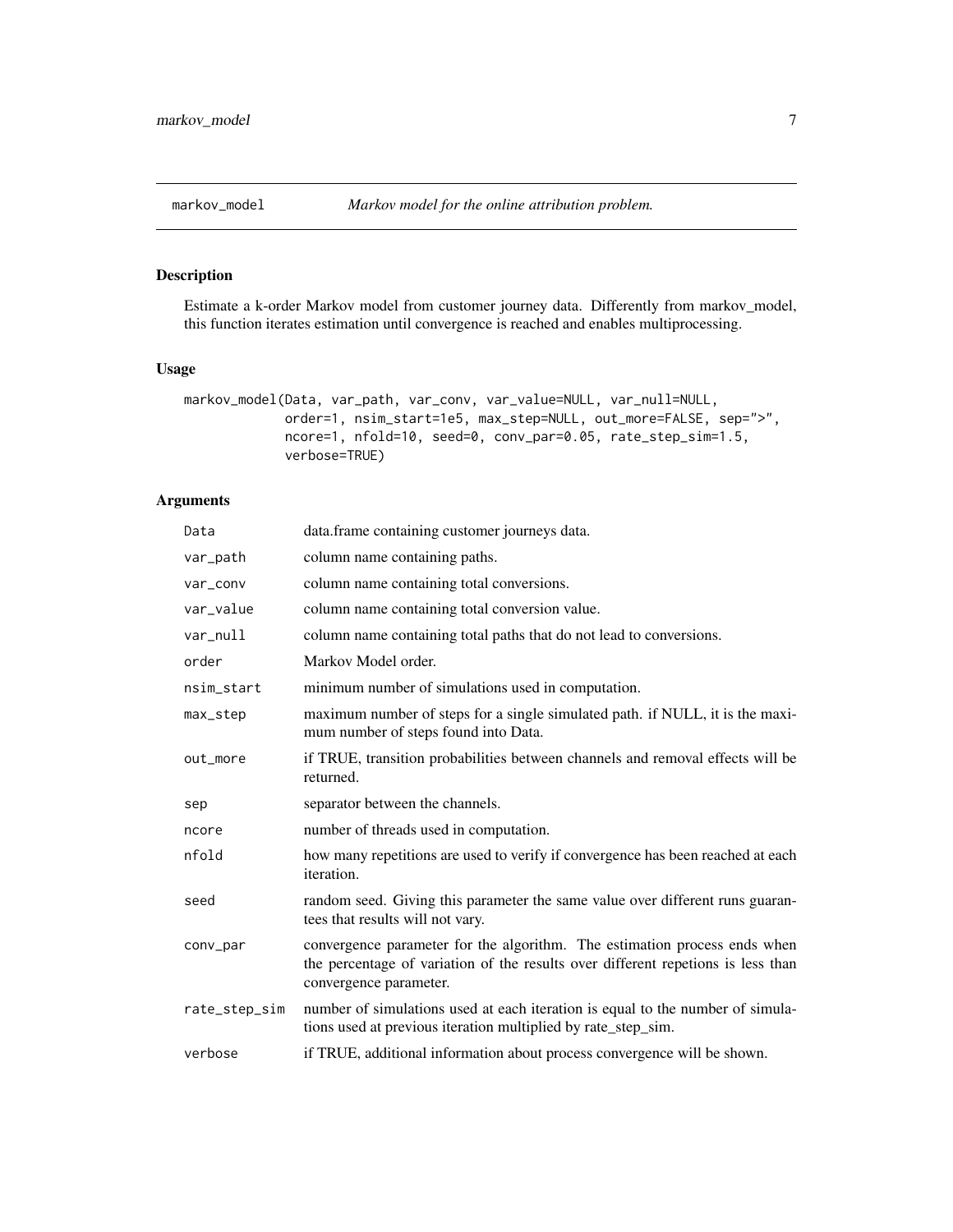## markov_model *Markov model for the online attribution problem.*

### Description

Estimate a k-order Markov model from customer journey data. Differently from markov_model, this function iterates estimation until convergence is reached and enables multiprocessing.

### Usage

```
markov_model(Data, var_path, var_conv, var_value=NULL, var_null=NULL,
             order=1, nsim_start=1e5, max_step=NULL, out_more=FALSE, sep=">",
             ncore=1, nfold=10, seed=0, conv_par=0.05, rate_step_sim=1.5,
             verbose=TRUE)
```

### Arguments

| | |
|---|---|
| `Data` | data.frame containing customer journeys data. |
| `var_path` | column name containing paths. |
| `var_conv` | column name containing total conversions. |
| `var_value` | column name containing total conversion value. |
| `var_null` | column name containing total paths that do not lead to conversions. |
| `order` | Markov Model order. |
| `nsim_start` | minimum number of simulations used in computation. |
| `max_step` | maximum number of steps for a single simulated path. if NULL, it is the maximum number of steps found into Data. |
| `out_more` | if TRUE, transition probabilities between channels and removal effects will be returned. |
| `sep` | separator between the channels. |
| `ncore` | number of threads used in computation. |
| `nfold` | how many repetitions are used to verify if convergence has been reached at each iteration. |
| `seed` | random seed. Giving this parameter the same value over different runs guarantees that results will not vary. |
| `conv_par` | convergence parameter for the algorithm. The estimation process ends when the percentage of variation of the results over different repetions is less than convergence parameter. |
| `rate_step_sim` | number of simulations used at each iteration is equal to the number of simulations used at previous iteration multiplied by rate_step_sim. |
| `verbose` | if TRUE, additional information about process convergence will be shown. |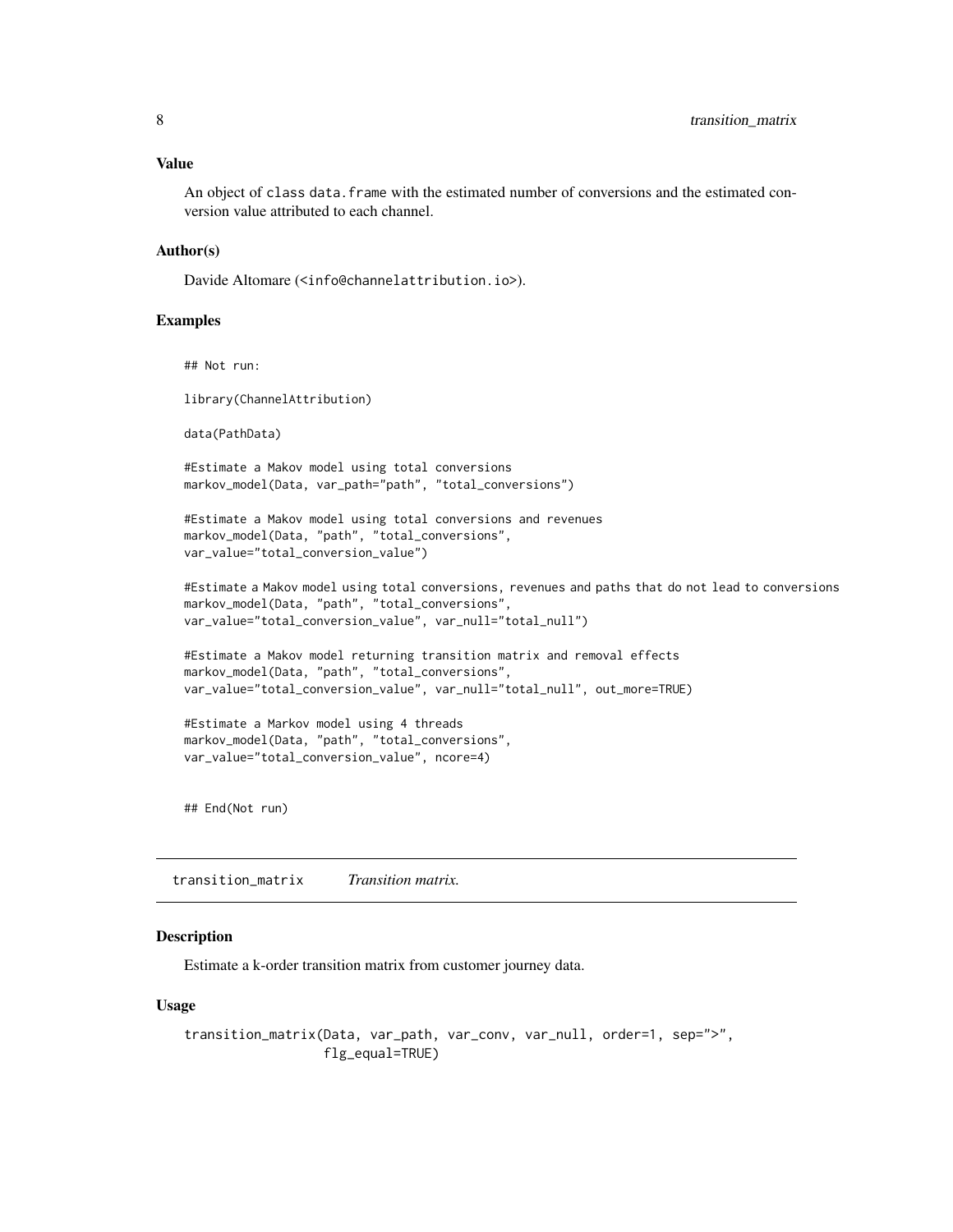### Value

An object of class `data.frame` with the estimated number of conversions and the estimated conversion value attributed to each channel.

### Author(s)

Davide Altomare (<info@channelattribution.io>).

### Examples

```
## Not run:

library(ChannelAttribution)

data(PathData)

#Estimate a Makov model using total conversions
markov_model(Data, var_path="path", "total_conversions")

#Estimate a Makov model using total conversions and revenues
markov_model(Data, "path", "total_conversions",
var_value="total_conversion_value")

#Estimate a Makov model using total conversions, revenues and paths that do not lead to conversions
markov_model(Data, "path", "total_conversions",
var_value="total_conversion_value", var_null="total_null")

#Estimate a Makov model returning transition matrix and removal effects
markov_model(Data, "path", "total_conversions",
var_value="total_conversion_value", var_null="total_null", out_more=TRUE)

#Estimate a Markov model using 4 threads
markov_model(Data, "path", "total_conversions",
var_value="total_conversion_value", ncore=4)


## End(Not run)
```

---

## transition_matrix &nbsp;&nbsp;&nbsp; *Transition matrix.*

---

### Description

Estimate a k-order transition matrix from customer journey data.

### Usage

```
transition_matrix(Data, var_path, var_conv, var_null, order=1, sep=">",
                  flg_equal=TRUE)
```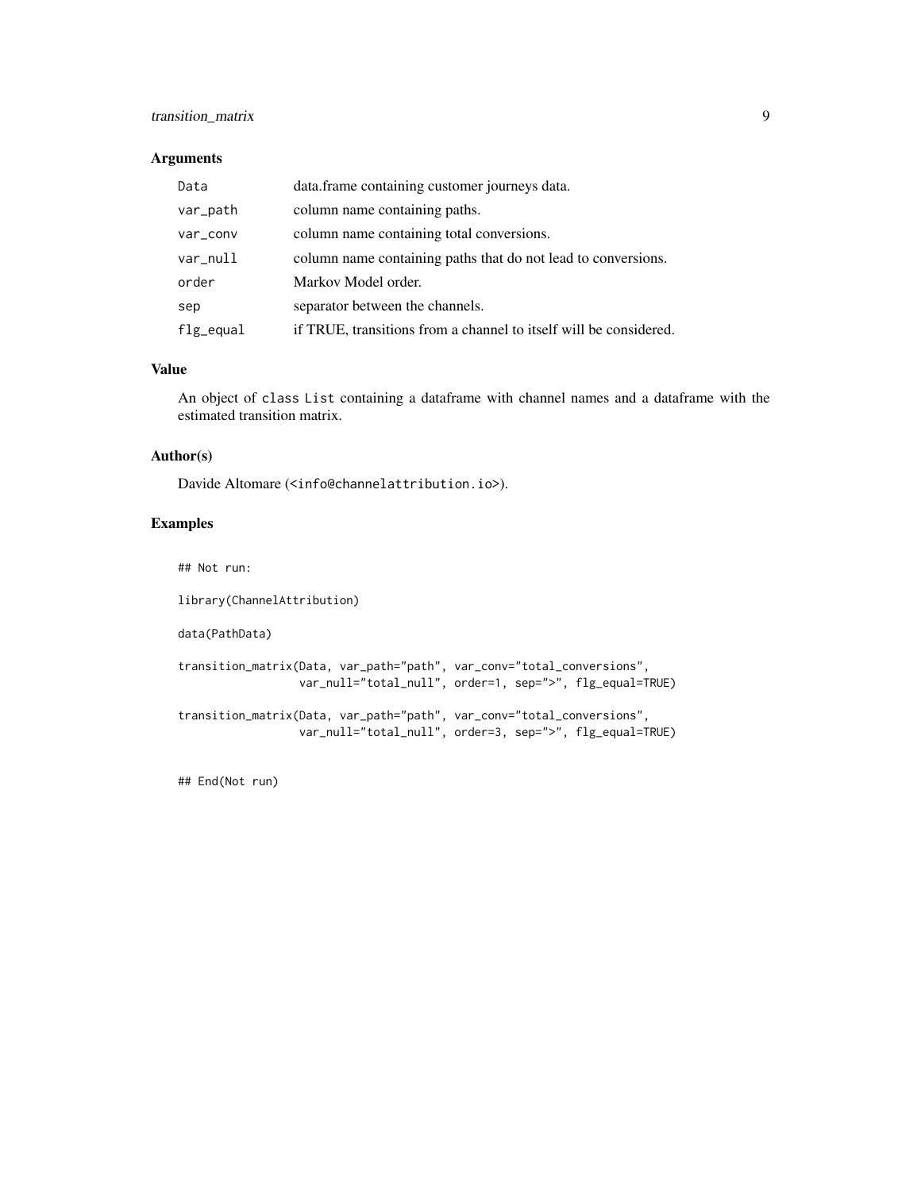## Arguments

| | |
|---|---|
| `Data` | data.frame containing customer journeys data. |
| `var_path` | column name containing paths. |
| `var_conv` | column name containing total conversions. |
| `var_null` | column name containing paths that do not lead to conversions. |
| `order` | Markov Model order. |
| `sep` | separator between the channels. |
| `flg_equal` | if TRUE, transitions from a channel to itself will be considered. |

## Value

An object of `class` `List` containing a dataframe with channel names and a dataframe with the estimated transition matrix.

## Author(s)

Davide Altomare (`<info@channelattribution.io>`).

## Examples

```
## Not run:

library(ChannelAttribution)

data(PathData)

transition_matrix(Data, var_path="path", var_conv="total_conversions",
                  var_null="total_null", order=1, sep=">", flg_equal=TRUE)

transition_matrix(Data, var_path="path", var_conv="total_conversions",
                  var_null="total_null", order=3, sep=">", flg_equal=TRUE)


## End(Not run)
```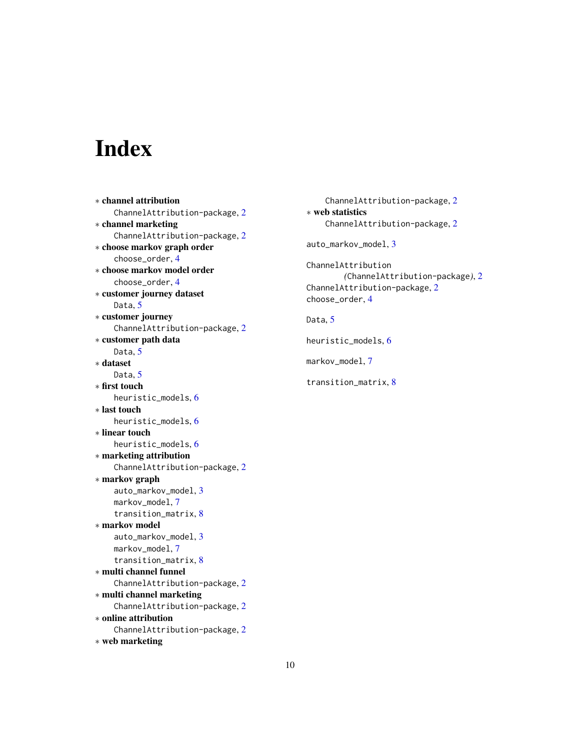# Index

* **channel attribution**
  ChannelAttribution-package, 2
* **channel marketing**
  ChannelAttribution-package, 2
* **choose markov graph order**
  choose_order, 4
* **choose markov model order**
  choose_order, 4
* **customer journey dataset**
  Data, 5
* **customer journey**
  ChannelAttribution-package, 2
* **customer path data**
  Data, 5
* **dataset**
  Data, 5
* **first touch**
  heuristic_models, 6
* **last touch**
  heuristic_models, 6
* **linear touch**
  heuristic_models, 6
* **marketing attribution**
  ChannelAttribution-package, 2
* **markov graph**
  auto_markov_model, 3
  markov_model, 7
  transition_matrix, 8
* **markov model**
  auto_markov_model, 3
  markov_model, 7
  transition_matrix, 8
* **multi channel funnel**
  ChannelAttribution-package, 2
* **multi channel marketing**
  ChannelAttribution-package, 2
* **online attribution**
  ChannelAttribution-package, 2
* **web marketing**
  ChannelAttribution-package, 2
* **web statistics**
  ChannelAttribution-package, 2

auto_markov_model, 3

ChannelAttribution
    *(ChannelAttribution-package)*, 2
ChannelAttribution-package, 2
choose_order, 4

Data, 5

heuristic_models, 6

markov_model, 7

transition_matrix, 8